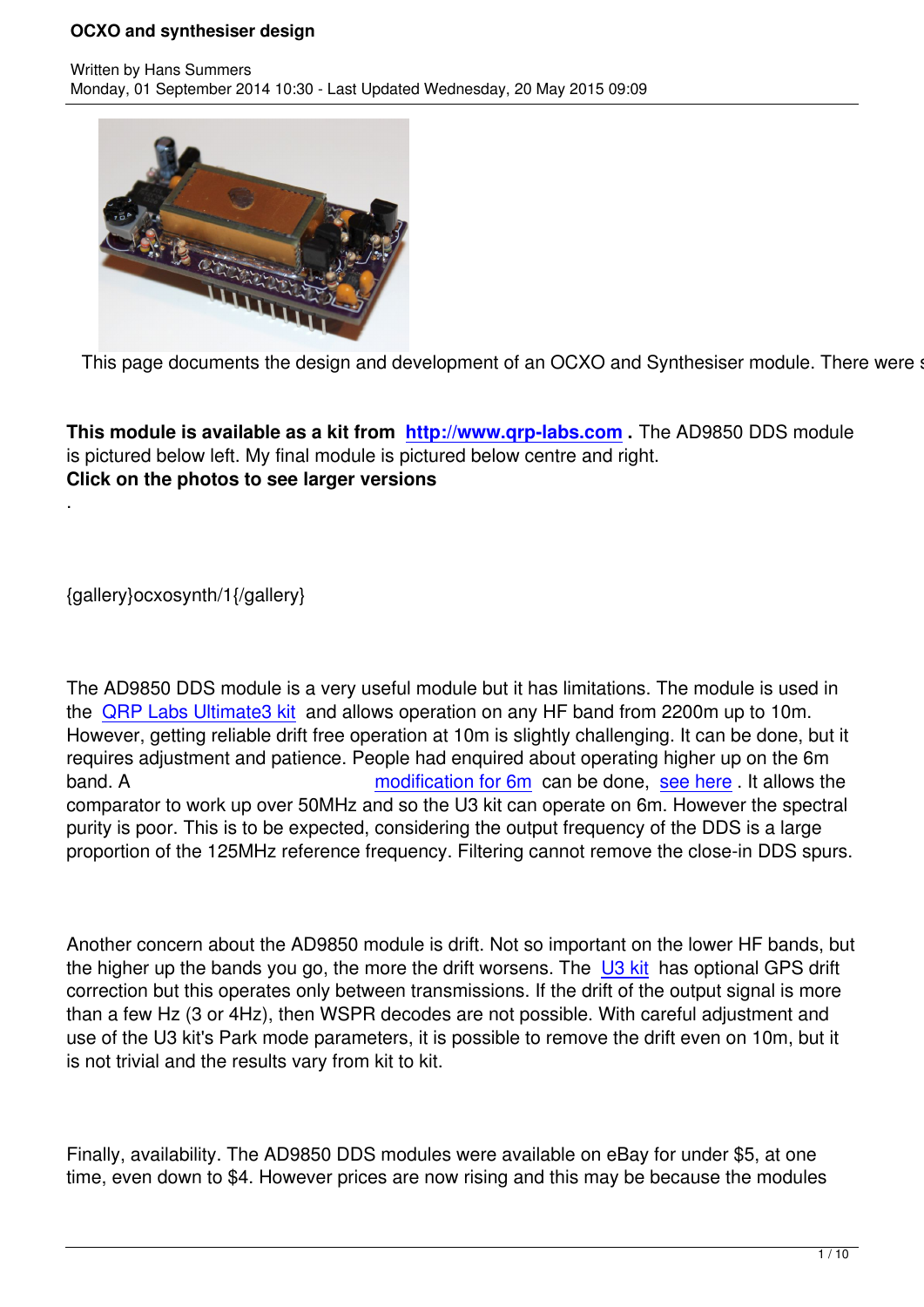# OCXO and synthesiser design

Written by Hans Summers
Monday, 01 September 2014 10:30 - Last Updated Wednesday, 20 May 2015 09:09

This page documents the design and development of an OCXO and Synthesiser module. There were s

**This module is available as a kit from http://www.qrp-labs.com .** The AD9850 DDS module is pictured below left. My final module is pictured below centre and right.
**Click on the photos to see larger versions**

.

{gallery}ocxosynth/1{/gallery}

The AD9850 DDS module is a very useful module but it has limitations. The module is used in the QRP Labs Ultimate3 kit and allows operation on any HF band from 2200m up to 10m. However, getting reliable drift free operation at 10m is slightly challenging. It can be done, but it requires adjustment and patience. People had enquired about operating higher up on the 6m band. A modification for 6m can be done, see here . It allows the comparator to work up over 50MHz and so the U3 kit can operate on 6m. However the spectral purity is poor. This is to be expected, considering the output frequency of the DDS is a large proportion of the 125MHz reference frequency. Filtering cannot remove the close-in DDS spurs.

Another concern about the AD9850 module is drift. Not so important on the lower HF bands, but the higher up the bands you go, the more the drift worsens. The U3 kit has optional GPS drift correction but this operates only between transmissions. If the drift of the output signal is more than a few Hz (3 or 4Hz), then WSPR decodes are not possible. With careful adjustment and use of the U3 kit's Park mode parameters, it is possible to remove the drift even on 10m, but it is not trivial and the results vary from kit to kit.

Finally, availability. The AD9850 DDS modules were available on eBay for under $5, at one time, even down to $4. However prices are now rising and this may be because the modules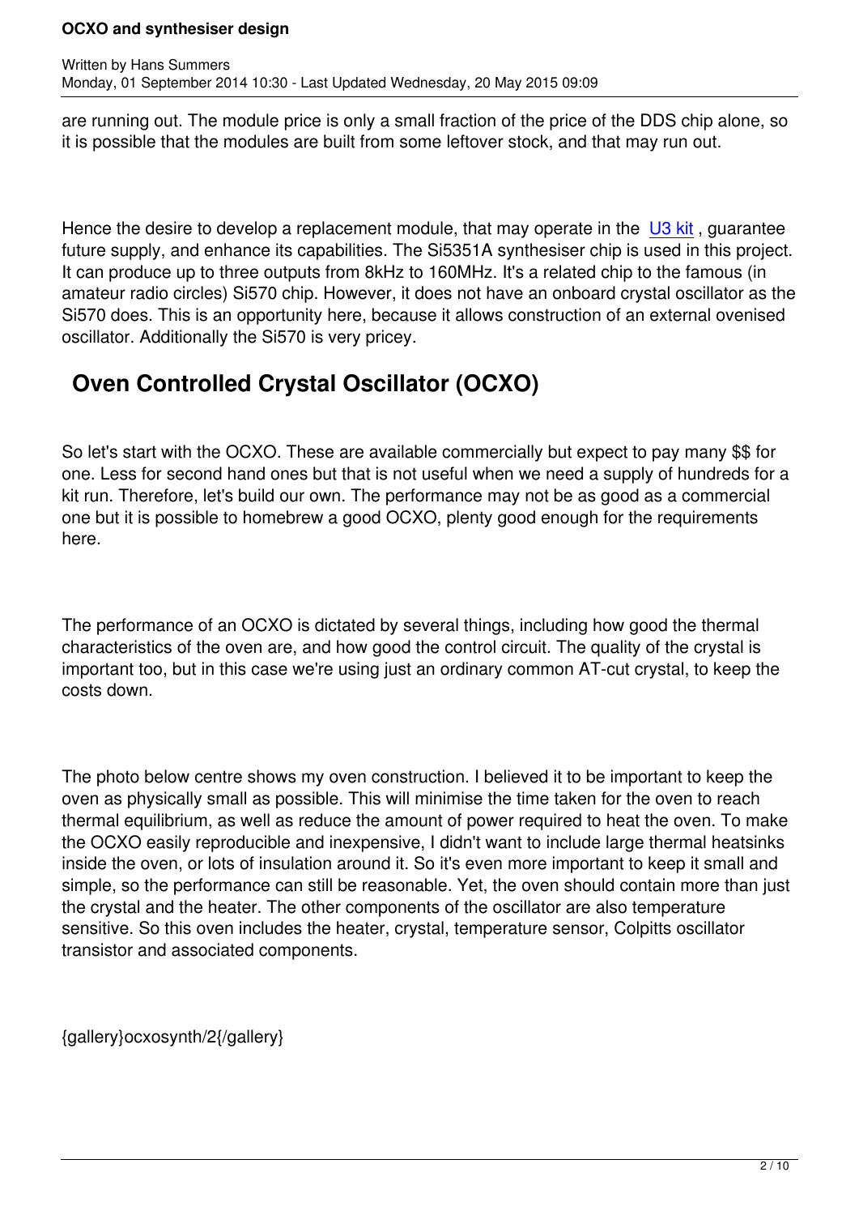are running out. The module price is only a small fraction of the price of the DDS chip alone, so it is possible that the modules are built from some leftover stock, and that may run out.

Hence the desire to develop a replacement module, that may operate in the U3 kit , guarantee future supply, and enhance its capabilities. The Si5351A synthesiser chip is used in this project. It can produce up to three outputs from 8kHz to 160MHz. It's a related chip to the famous (in amateur radio circles) Si570 chip. However, it does not have an onboard crystal oscillator as the Si570 does. This is an opportunity here, because it allows construction of an external ovenised oscillator. Additionally the Si570 is very pricey.

## Oven Controlled Crystal Oscillator (OCXO)

So let's start with the OCXO. These are available commercially but expect to pay many $$ for one. Less for second hand ones but that is not useful when we need a supply of hundreds for a kit run. Therefore, let's build our own. The performance may not be as good as a commercial one but it is possible to homebrew a good OCXO, plenty good enough for the requirements here.

The performance of an OCXO is dictated by several things, including how good the thermal characteristics of the oven are, and how good the control circuit. The quality of the crystal is important too, but in this case we're using just an ordinary common AT-cut crystal, to keep the costs down.

The photo below centre shows my oven construction. I believed it to be important to keep the oven as physically small as possible. This will minimise the time taken for the oven to reach thermal equilibrium, as well as reduce the amount of power required to heat the oven. To make the OCXO easily reproducible and inexpensive, I didn't want to include large thermal heatsinks inside the oven, or lots of insulation around it. So it's even more important to keep it small and simple, so the performance can still be reasonable. Yet, the oven should contain more than just the crystal and the heater. The other components of the oscillator are also temperature sensitive. So this oven includes the heater, crystal, temperature sensor, Colpitts oscillator transistor and associated components.

{gallery}ocxosynth/2{/gallery}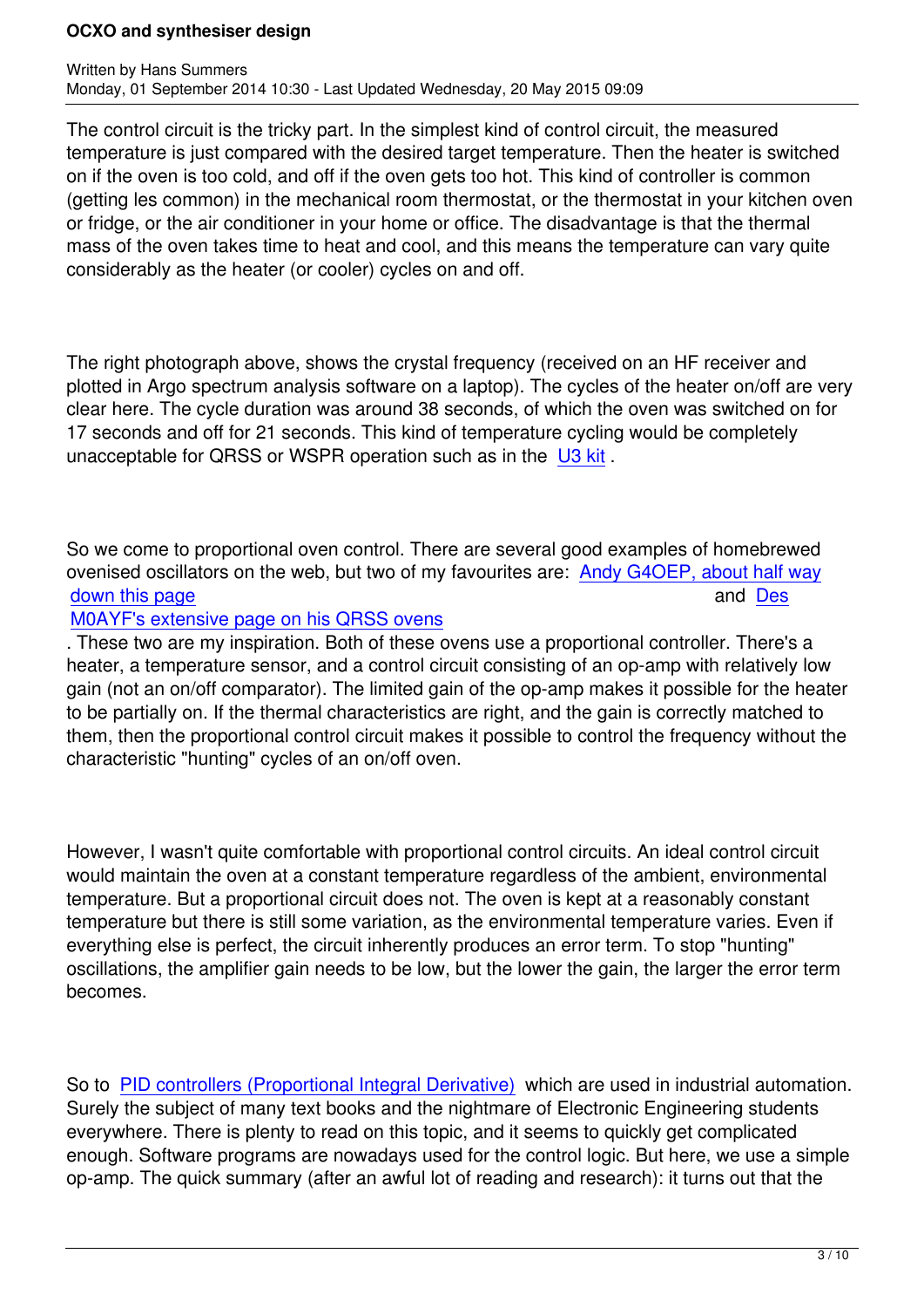The control circuit is the tricky part. In the simplest kind of control circuit, the measured temperature is just compared with the desired target temperature. Then the heater is switched on if the oven is too cold, and off if the oven gets too hot. This kind of controller is common (getting les common) in the mechanical room thermostat, or the thermostat in your kitchen oven or fridge, or the air conditioner in your home or office. The disadvantage is that the thermal mass of the oven takes time to heat and cool, and this means the temperature can vary quite considerably as the heater (or cooler) cycles on and off.

The right photograph above, shows the crystal frequency (received on an HF receiver and plotted in Argo spectrum analysis software on a laptop). The cycles of the heater on/off are very clear here. The cycle duration was around 38 seconds, of which the oven was switched on for 17 seconds and off for 21 seconds. This kind of temperature cycling would be completely unacceptable for QRSS or WSPR operation such as in the U3 kit .

So we come to proportional oven control. There are several good examples of homebrewed ovenised oscillators on the web, but two of my favourites are: Andy G4OEP, about half way down this page and Des M0AYF's extensive page on his QRSS ovens . These two are my inspiration. Both of these ovens use a proportional controller. There's a heater, a temperature sensor, and a control circuit consisting of an op-amp with relatively low gain (not an on/off comparator). The limited gain of the op-amp makes it possible for the heater to be partially on. If the thermal characteristics are right, and the gain is correctly matched to them, then the proportional control circuit makes it possible to control the frequency without the characteristic "hunting" cycles of an on/off oven.

However, I wasn't quite comfortable with proportional control circuits. An ideal control circuit would maintain the oven at a constant temperature regardless of the ambient, environmental temperature. But a proportional circuit does not. The oven is kept at a reasonably constant temperature but there is still some variation, as the environmental temperature varies. Even if everything else is perfect, the circuit inherently produces an error term. To stop "hunting" oscillations, the amplifier gain needs to be low, but the lower the gain, the larger the error term becomes.

So to PID controllers (Proportional Integral Derivative) which are used in industrial automation. Surely the subject of many text books and the nightmare of Electronic Engineering students everywhere. There is plenty to read on this topic, and it seems to quickly get complicated enough. Software programs are nowadays used for the control logic. But here, we use a simple op-amp. The quick summary (after an awful lot of reading and research): it turns out that the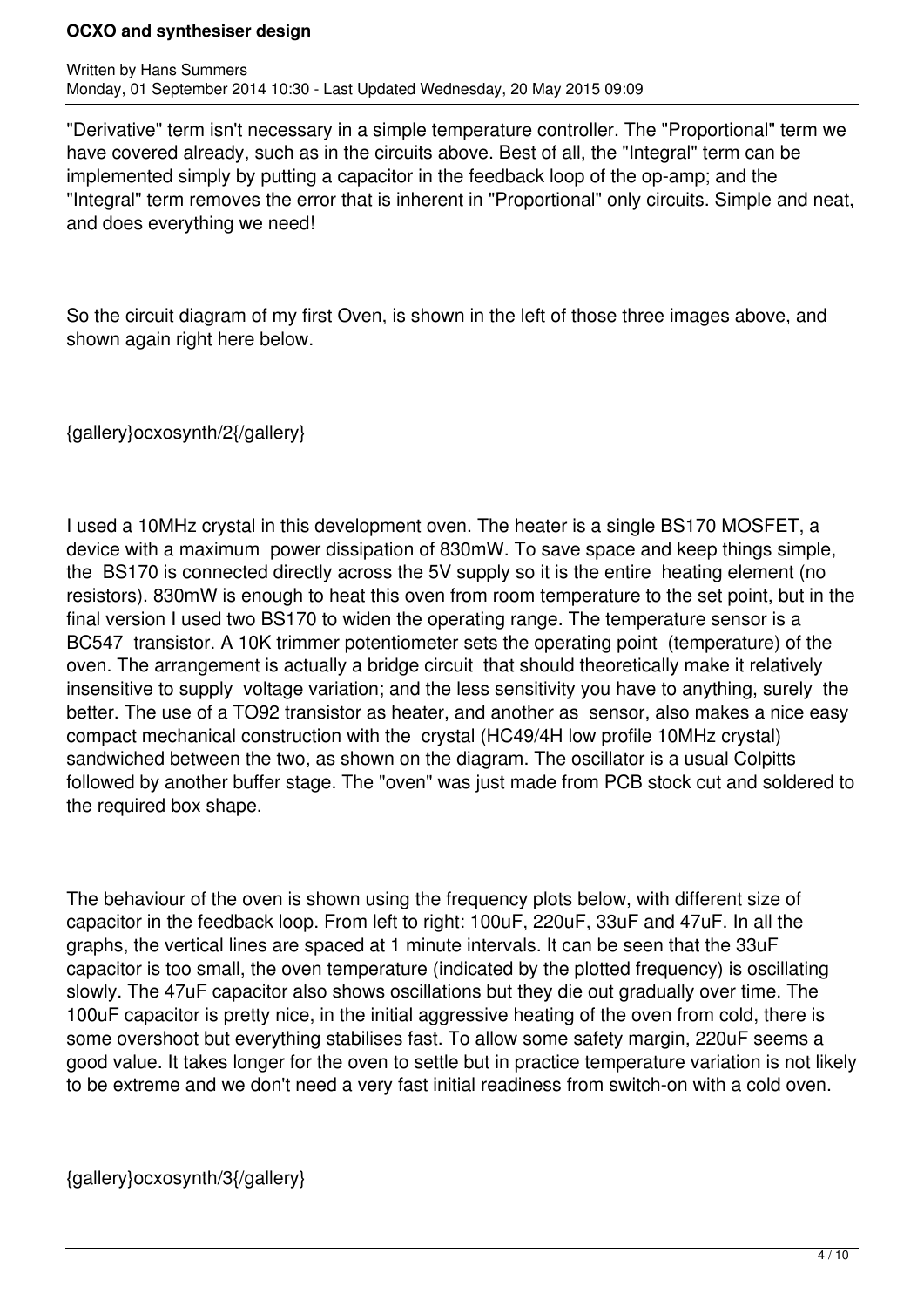"Derivative" term isn't necessary in a simple temperature controller. The "Proportional" term we have covered already, such as in the circuits above. Best of all, the "Integral" term can be implemented simply by putting a capacitor in the feedback loop of the op-amp; and the "Integral" term removes the error that is inherent in "Proportional" only circuits. Simple and neat, and does everything we need!

So the circuit diagram of my first Oven, is shown in the left of those three images above, and shown again right here below.

{gallery}ocxosynth/2{/gallery}

I used a 10MHz crystal in this development oven. The heater is a single BS170 MOSFET, a device with a maximum power dissipation of 830mW. To save space and keep things simple, the BS170 is connected directly across the 5V supply so it is the entire heating element (no resistors). 830mW is enough to heat this oven from room temperature to the set point, but in the final version I used two BS170 to widen the operating range. The temperature sensor is a BC547 transistor. A 10K trimmer potentiometer sets the operating point (temperature) of the oven. The arrangement is actually a bridge circuit that should theoretically make it relatively insensitive to supply voltage variation; and the less sensitivity you have to anything, surely the better. The use of a TO92 transistor as heater, and another as sensor, also makes a nice easy compact mechanical construction with the crystal (HC49/4H low profile 10MHz crystal) sandwiched between the two, as shown on the diagram. The oscillator is a usual Colpitts followed by another buffer stage. The "oven" was just made from PCB stock cut and soldered to the required box shape.

The behaviour of the oven is shown using the frequency plots below, with different size of capacitor in the feedback loop. From left to right: 100uF, 220uF, 33uF and 47uF. In all the graphs, the vertical lines are spaced at 1 minute intervals. It can be seen that the 33uF capacitor is too small, the oven temperature (indicated by the plotted frequency) is oscillating slowly. The 47uF capacitor also shows oscillations but they die out gradually over time. The 100uF capacitor is pretty nice, in the initial aggressive heating of the oven from cold, there is some overshoot but everything stabilises fast. To allow some safety margin, 220uF seems a good value. It takes longer for the oven to settle but in practice temperature variation is not likely to be extreme and we don't need a very fast initial readiness from switch-on with a cold oven.

{gallery}ocxosynth/3{/gallery}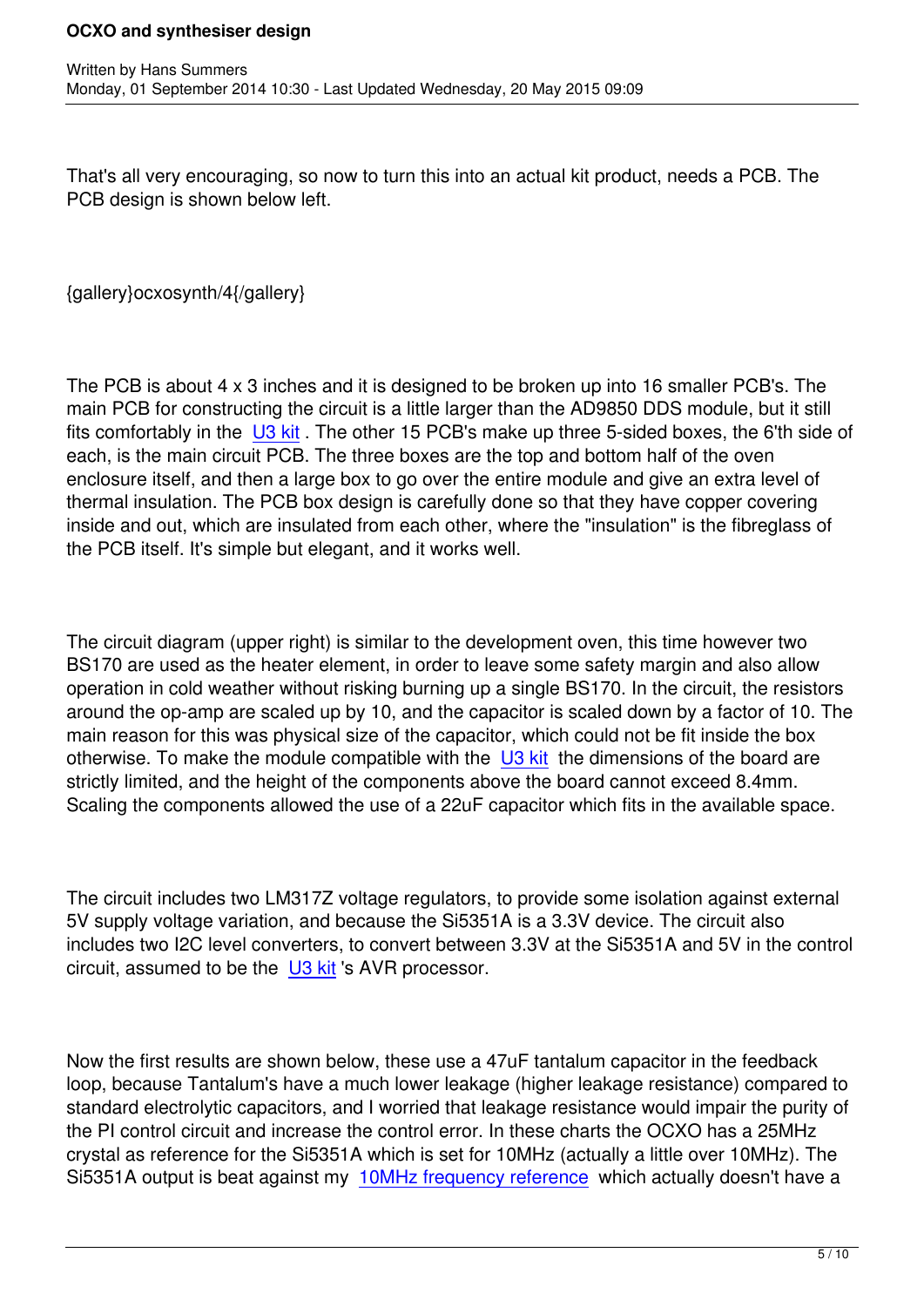That's all very encouraging, so now to turn this into an actual kit product, needs a PCB. The PCB design is shown below left.

{gallery}ocxosynth/4{/gallery}

The PCB is about 4 x 3 inches and it is designed to be broken up into 16 smaller PCB's. The main PCB for constructing the circuit is a little larger than the AD9850 DDS module, but it still fits comfortably in the U3 kit . The other 15 PCB's make up three 5-sided boxes, the 6'th side of each, is the main circuit PCB. The three boxes are the top and bottom half of the oven enclosure itself, and then a large box to go over the entire module and give an extra level of thermal insulation. The PCB box design is carefully done so that they have copper covering inside and out, which are insulated from each other, where the "insulation" is the fibreglass of the PCB itself. It's simple but elegant, and it works well.

The circuit diagram (upper right) is similar to the development oven, this time however two BS170 are used as the heater element, in order to leave some safety margin and also allow operation in cold weather without risking burning up a single BS170. In the circuit, the resistors around the op-amp are scaled up by 10, and the capacitor is scaled down by a factor of 10. The main reason for this was physical size of the capacitor, which could not be fit inside the box otherwise. To make the module compatible with the U3 kit the dimensions of the board are strictly limited, and the height of the components above the board cannot exceed 8.4mm. Scaling the components allowed the use of a 22uF capacitor which fits in the available space.

The circuit includes two LM317Z voltage regulators, to provide some isolation against external 5V supply voltage variation, and because the Si5351A is a 3.3V device. The circuit also includes two I2C level converters, to convert between 3.3V at the Si5351A and 5V in the control circuit, assumed to be the U3 kit 's AVR processor.

Now the first results are shown below, these use a 47uF tantalum capacitor in the feedback loop, because Tantalum's have a much lower leakage (higher leakage resistance) compared to standard electrolytic capacitors, and I worried that leakage resistance would impair the purity of the PI control circuit and increase the control error. In these charts the OCXO has a 25MHz crystal as reference for the Si5351A which is set for 10MHz (actually a little over 10MHz). The Si5351A output is beat against my 10MHz frequency reference which actually doesn't have a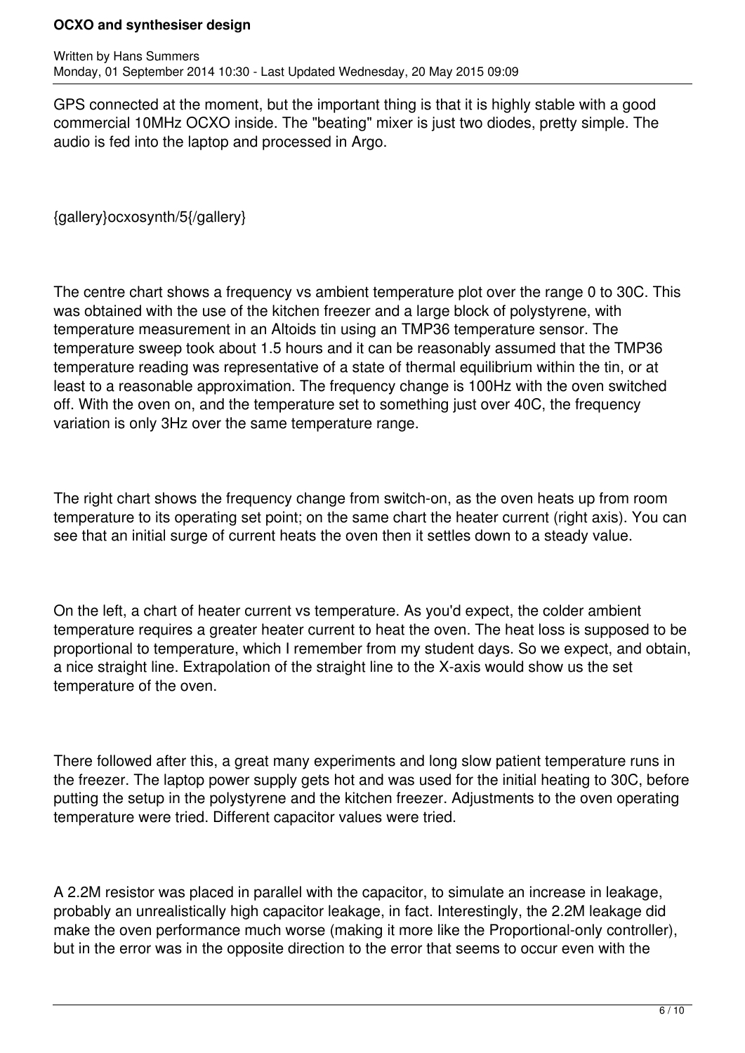GPS connected at the moment, but the important thing is that it is highly stable with a good commercial 10MHz OCXO inside. The "beating" mixer is just two diodes, pretty simple. The audio is fed into the laptop and processed in Argo.

{gallery}ocxosynth/5{/gallery}

The centre chart shows a frequency vs ambient temperature plot over the range 0 to 30C. This was obtained with the use of the kitchen freezer and a large block of polystyrene, with temperature measurement in an Altoids tin using an TMP36 temperature sensor. The temperature sweep took about 1.5 hours and it can be reasonably assumed that the TMP36 temperature reading was representative of a state of thermal equilibrium within the tin, or at least to a reasonable approximation. The frequency change is 100Hz with the oven switched off. With the oven on, and the temperature set to something just over 40C, the frequency variation is only 3Hz over the same temperature range.

The right chart shows the frequency change from switch-on, as the oven heats up from room temperature to its operating set point; on the same chart the heater current (right axis). You can see that an initial surge of current heats the oven then it settles down to a steady value.

On the left, a chart of heater current vs temperature. As you'd expect, the colder ambient temperature requires a greater heater current to heat the oven. The heat loss is supposed to be proportional to temperature, which I remember from my student days. So we expect, and obtain, a nice straight line. Extrapolation of the straight line to the X-axis would show us the set temperature of the oven.

There followed after this, a great many experiments and long slow patient temperature runs in the freezer. The laptop power supply gets hot and was used for the initial heating to 30C, before putting the setup in the polystyrene and the kitchen freezer. Adjustments to the oven operating temperature were tried. Different capacitor values were tried.

A 2.2M resistor was placed in parallel with the capacitor, to simulate an increase in leakage, probably an unrealistically high capacitor leakage, in fact. Interestingly, the 2.2M leakage did make the oven performance much worse (making it more like the Proportional-only controller), but in the error was in the opposite direction to the error that seems to occur even with the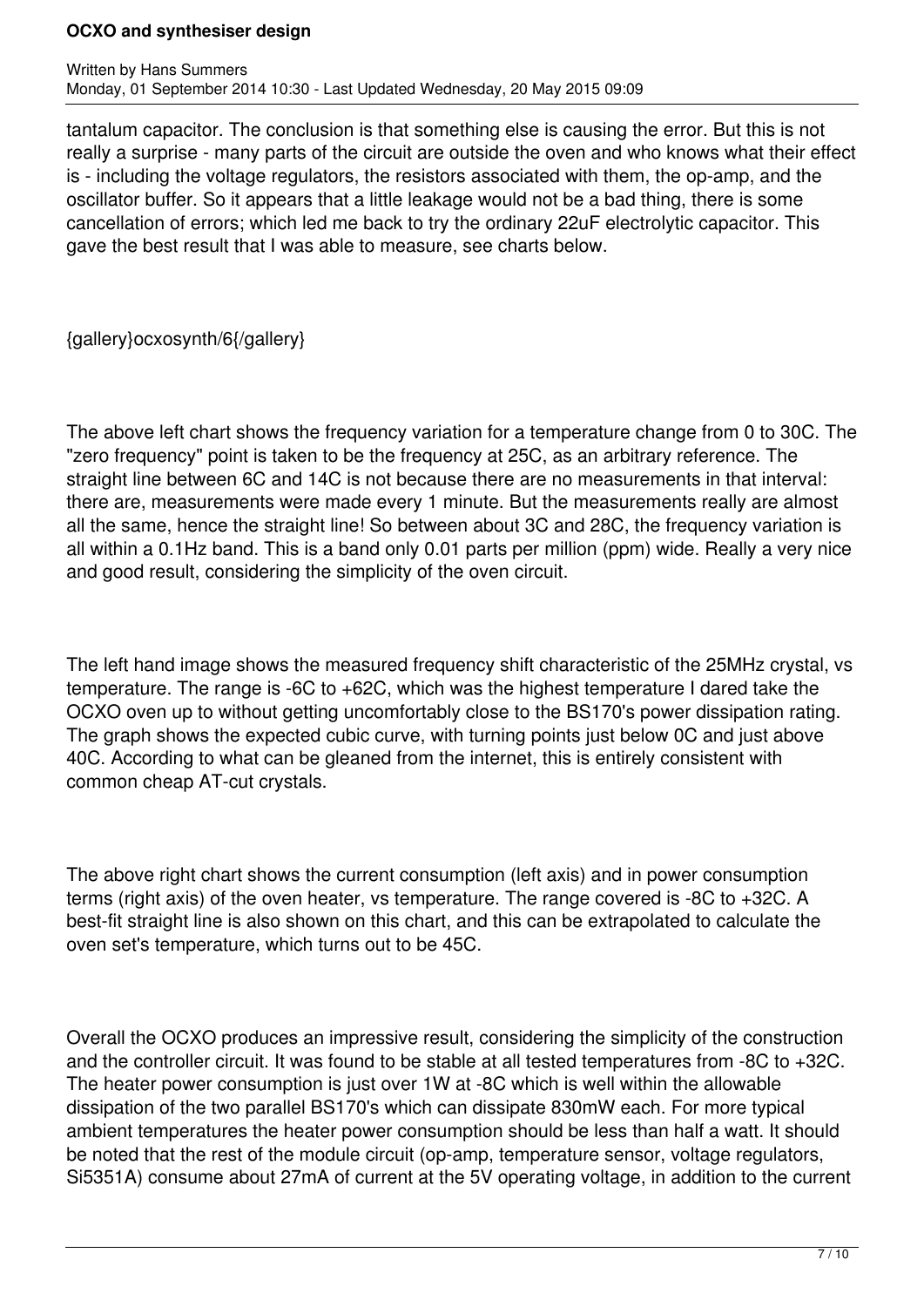tantalum capacitor. The conclusion is that something else is causing the error. But this is not really a surprise - many parts of the circuit are outside the oven and who knows what their effect is - including the voltage regulators, the resistors associated with them, the op-amp, and the oscillator buffer. So it appears that a little leakage would not be a bad thing, there is some cancellation of errors; which led me back to try the ordinary 22uF electrolytic capacitor. This gave the best result that I was able to measure, see charts below.

{gallery}ocxosynth/6{/gallery}

The above left chart shows the frequency variation for a temperature change from 0 to 30C. The "zero frequency" point is taken to be the frequency at 25C, as an arbitrary reference. The straight line between 6C and 14C is not because there are no measurements in that interval: there are, measurements were made every 1 minute. But the measurements really are almost all the same, hence the straight line! So between about 3C and 28C, the frequency variation is all within a 0.1Hz band. This is a band only 0.01 parts per million (ppm) wide. Really a very nice and good result, considering the simplicity of the oven circuit.

The left hand image shows the measured frequency shift characteristic of the 25MHz crystal, vs temperature. The range is -6C to +62C, which was the highest temperature I dared take the OCXO oven up to without getting uncomfortably close to the BS170's power dissipation rating. The graph shows the expected cubic curve, with turning points just below 0C and just above 40C. According to what can be gleaned from the internet, this is entirely consistent with common cheap AT-cut crystals.

The above right chart shows the current consumption (left axis) and in power consumption terms (right axis) of the oven heater, vs temperature. The range covered is -8C to +32C. A best-fit straight line is also shown on this chart, and this can be extrapolated to calculate the oven set's temperature, which turns out to be 45C.

Overall the OCXO produces an impressive result, considering the simplicity of the construction and the controller circuit. It was found to be stable at all tested temperatures from -8C to +32C. The heater power consumption is just over 1W at -8C which is well within the allowable dissipation of the two parallel BS170's which can dissipate 830mW each. For more typical ambient temperatures the heater power consumption should be less than half a watt. It should be noted that the rest of the module circuit (op-amp, temperature sensor, voltage regulators, Si5351A) consume about 27mA of current at the 5V operating voltage, in addition to the current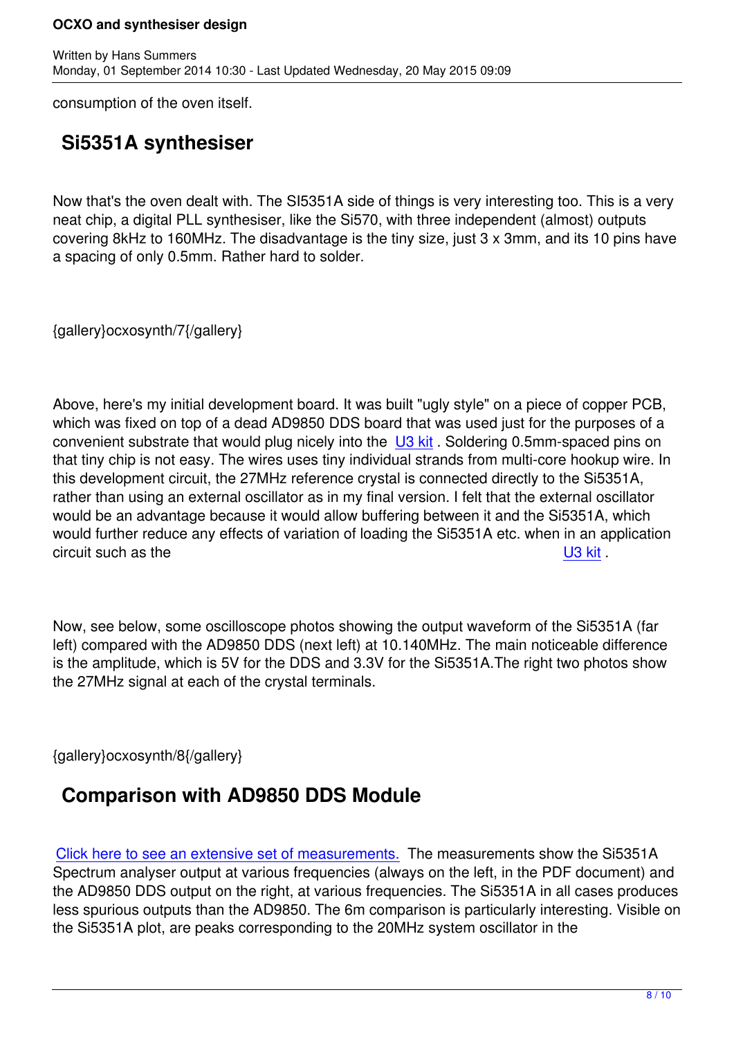consumption of the oven itself.

## Si5351A synthesiser

Now that's the oven dealt with. The SI5351A side of things is very interesting too. This is a very neat chip, a digital PLL synthesiser, like the Si570, with three independent (almost) outputs covering 8kHz to 160MHz. The disadvantage is the tiny size, just 3 x 3mm, and its 10 pins have a spacing of only 0.5mm. Rather hard to solder.

{gallery}ocxosynth/7{/gallery}

Above, here's my initial development board. It was built "ugly style" on a piece of copper PCB, which was fixed on top of a dead AD9850 DDS board that was used just for the purposes of a convenient substrate that would plug nicely into the U3 kit . Soldering 0.5mm-spaced pins on that tiny chip is not easy. The wires uses tiny individual strands from multi-core hookup wire. In this development circuit, the 27MHz reference crystal is connected directly to the Si5351A, rather than using an external oscillator as in my final version. I felt that the external oscillator would be an advantage because it would allow buffering between it and the Si5351A, which would further reduce any effects of variation of loading the Si5351A etc. when in an application circuit such as the U3 kit .

Now, see below, some oscilloscope photos showing the output waveform of the Si5351A (far left) compared with the AD9850 DDS (next left) at 10.140MHz. The main noticeable difference is the amplitude, which is 5V for the DDS and 3.3V for the Si5351A.The right two photos show the 27MHz signal at each of the crystal terminals.

{gallery}ocxosynth/8{/gallery}

## Comparison with AD9850 DDS Module

Click here to see an extensive set of measurements. The measurements show the Si5351A Spectrum analyser output at various frequencies (always on the left, in the PDF document) and the AD9850 DDS output on the right, at various frequencies. The Si5351A in all cases produces less spurious outputs than the AD9850. The 6m comparison is particularly interesting. Visible on the Si5351A plot, are peaks corresponding to the 20MHz system oscillator in the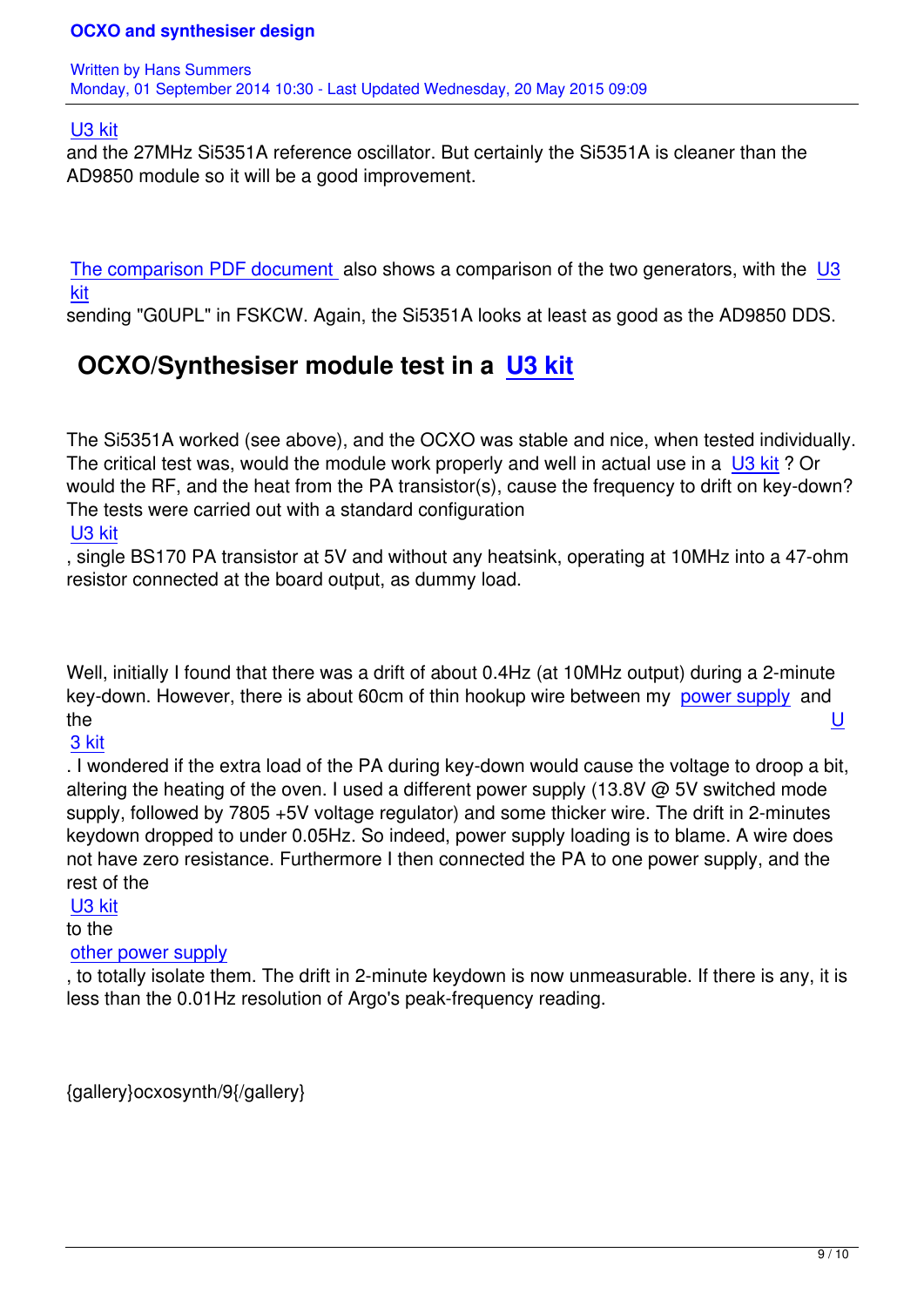U3 kit and the 27MHz Si5351A reference oscillator. But certainly the Si5351A is cleaner than the AD9850 module so it will be a good improvement.

The comparison PDF document also shows a comparison of the two generators, with the U3 kit sending "G0UPL" in FSKCW. Again, the Si5351A looks at least as good as the AD9850 DDS.

## OCXO/Synthesiser module test in a U3 kit

The Si5351A worked (see above), and the OCXO was stable and nice, when tested individually. The critical test was, would the module work properly and well in actual use in a U3 kit ? Or would the RF, and the heat from the PA transistor(s), cause the frequency to drift on key-down? The tests were carried out with a standard configuration U3 kit , single BS170 PA transistor at 5V and without any heatsink, operating at 10MHz into a 47-ohm resistor connected at the board output, as dummy load.

Well, initially I found that there was a drift of about 0.4Hz (at 10MHz output) during a 2-minute key-down. However, there is about 60cm of thin hookup wire between my power supply and the U3 kit . I wondered if the extra load of the PA during key-down would cause the voltage to droop a bit, altering the heating of the oven. I used a different power supply (13.8V @ 5V switched mode supply, followed by 7805 +5V voltage regulator) and some thicker wire. The drift in 2-minutes keydown dropped to under 0.05Hz. So indeed, power supply loading is to blame. A wire does not have zero resistance. Furthermore I then connected the PA to one power supply, and the rest of the U3 kit to the other power supply , to totally isolate them. The drift in 2-minute keydown is now unmeasurable. If there is any, it is less than the 0.01Hz resolution of Argo's peak-frequency reading.

{gallery}ocxosynth/9{/gallery}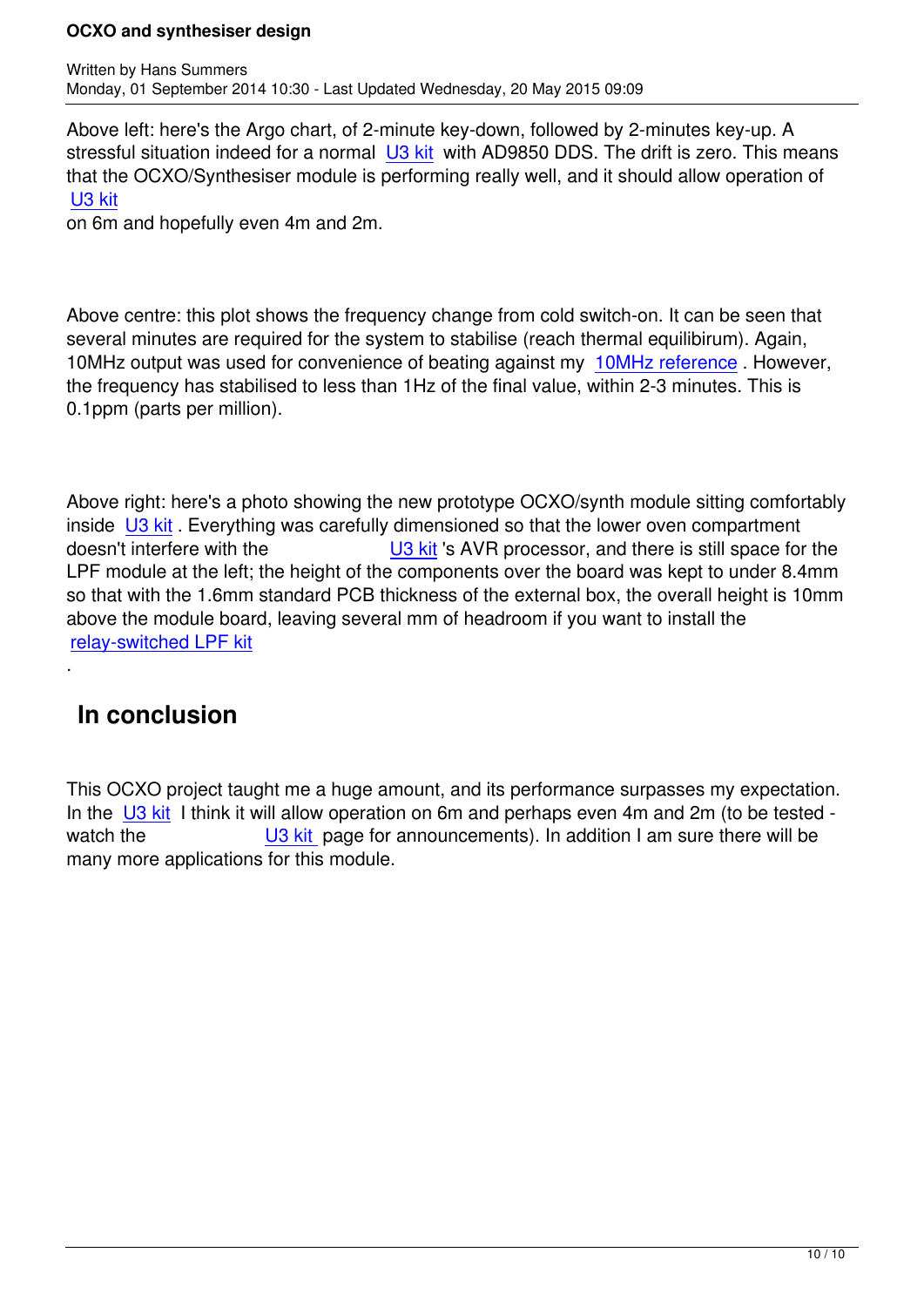Above left: here's the Argo chart, of 2-minute key-down, followed by 2-minutes key-up. A stressful situation indeed for a normal U3 kit with AD9850 DDS. The drift is zero. This means that the OCXO/Synthesiser module is performing really well, and it should allow operation of U3 kit on 6m and hopefully even 4m and 2m.

Above centre: this plot shows the frequency change from cold switch-on. It can be seen that several minutes are required for the system to stabilise (reach thermal equilibirum). Again, 10MHz output was used for convenience of beating against my 10MHz reference . However, the frequency has stabilised to less than 1Hz of the final value, within 2-3 minutes. This is 0.1ppm (parts per million).

Above right: here's a photo showing the new prototype OCXO/synth module sitting comfortably inside U3 kit . Everything was carefully dimensioned so that the lower oven compartment doesn't interfere with the U3 kit 's AVR processor, and there is still space for the LPF module at the left; the height of the components over the board was kept to under 8.4mm so that with the 1.6mm standard PCB thickness of the external box, the overall height is 10mm above the module board, leaving several mm of headroom if you want to install the relay-switched LPF kit .

## In conclusion

This OCXO project taught me a huge amount, and its performance surpasses my expectation. In the U3 kit I think it will allow operation on 6m and perhaps even 4m and 2m (to be tested - watch the U3 kit page for announcements). In addition I am sure there will be many more applications for this module.